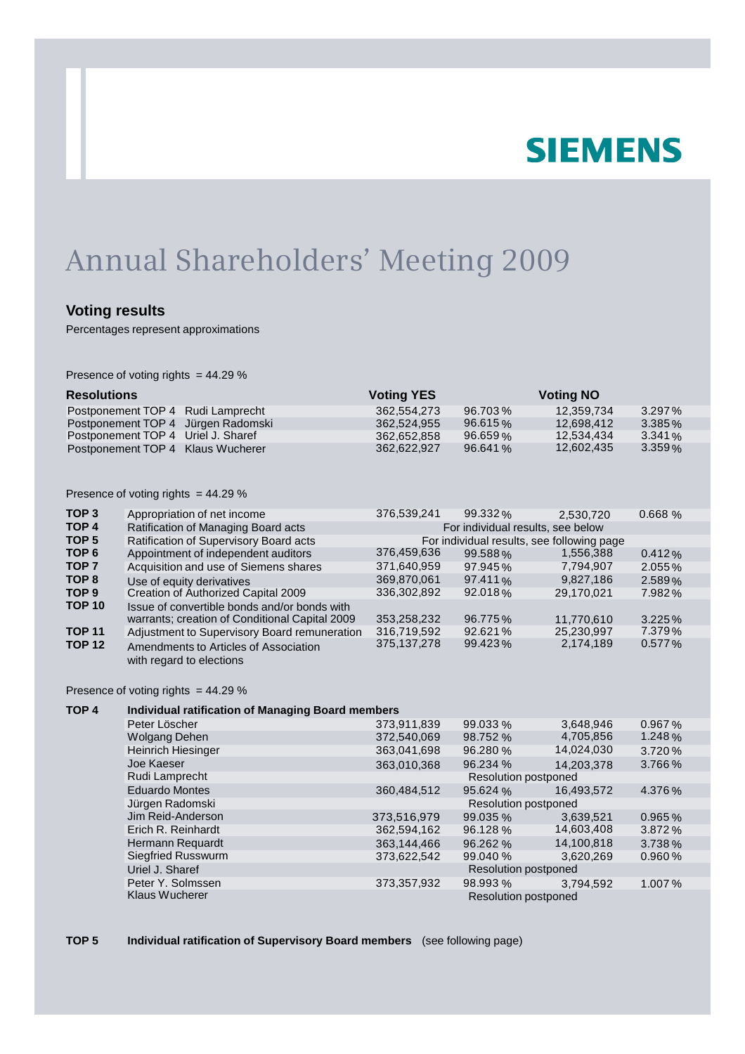SIEMENS

# Annual Shareholders' Meeting 2009

## Voting results

Percentages represent approximations

Presence of voting rights = 44.29 %

| Resolutions | | Voting YES | | Voting NO | |
|---|---|---|---|---|---|
| Postponement TOP 4 | Rudi Lamprecht | 362,554,273 | 96.703 % | 12,359,734 | 3.297 % |
| Postponement TOP 4 | Jürgen Radomski | 362,524,955 | 96.615 % | 12,698,412 | 3.385 % |
| Postponement TOP 4 | Uriel J. Sharef | 362,652,858 | 96.659 % | 12,534,434 | 3.341 % |
| Postponement TOP 4 | Klaus Wucherer | 362,622,927 | 96.641 % | 12,602,435 | 3.359 % |

Presence of voting rights = 44.29 %

| | | | | | |
|---|---|---|---|---|---|
| **TOP 3** | Appropriation of net income | 376,539,241 | 99.332 % | 2,530,720 | 0.668 % |
| **TOP 4** | Ratification of Managing Board acts | For individual results, see below | | | |
| **TOP 5** | Ratification of Supervisory Board acts | For individual results, see following page | | | |
| **TOP 6** | Appointment of independent auditors | 376,459,636 | 99.588 % | 1,556,388 | 0.412 % |
| **TOP 7** | Acquisition and use of Siemens shares | 371,640,959 | 97.945 % | 7,794,907 | 2.055 % |
| **TOP 8** | Use of equity derivatives | 369,870,061 | 97.411 % | 9,827,186 | 2.589 % |
| **TOP 9** | Creation of Authorized Capital 2009 | 336,302,892 | 92.018 % | 29,170,021 | 7.982 % |
| **TOP 10** | Issue of convertible bonds and/or bonds with warrants; creation of Conditional Capital 2009 | 353,258,232 | 96.775 % | 11,770,610 | 3.225 % |
| **TOP 11** | Adjustment to Supervisory Board remuneration | 316,719,592 | 92.621 % | 25,230,997 | 7.379 % |
| **TOP 12** | Amendments to Articles of Association with regard to elections | 375,137,278 | 99.423 % | 2,174,189 | 0.577 % |

Presence of voting rights = 44.29 %

| **TOP 4** | **Individual ratification of Managing Board members** | | | | |
|---|---|---|---|---|---|
| | Peter Löscher | 373,911,839 | 99.033 % | 3,648,946 | 0.967 % |
| | Wolgang Dehen | 372,540,069 | 98.752 % | 4,705,856 | 1.248 % |
| | Heinrich Hiesinger | 363,041,698 | 96.280 % | 14,024,030 | 3.720 % |
| | Joe Kaeser | 363,010,368 | 96.234 % | 14,203,378 | 3.766 % |
| | Rudi Lamprecht | Resolution postponed | | | |
| | Eduardo Montes | 360,484,512 | 95.624 % | 16,493,572 | 4.376 % |
| | Jürgen Radomski | Resolution postponed | | | |
| | Jim Reid-Anderson | 373,516,979 | 99.035 % | 3,639,521 | 0.965 % |
| | Erich R. Reinhardt | 362,594,162 | 96.128 % | 14,603,408 | 3.872 % |
| | Hermann Requardt | 363,144,466 | 96.262 % | 14,100,818 | 3.738 % |
| | Siegfried Russwurm | 373,622,542 | 99.040 % | 3,620,269 | 0.960 % |
| | Uriel J. Sharef | Resolution postponed | | | |
| | Peter Y. Solmssen | 373,357,932 | 98.993 % | 3,794,592 | 1.007 % |
| | Klaus Wucherer | Resolution postponed | | | |

**TOP 5** **Individual ratification of Supervisory Board members** (see following page)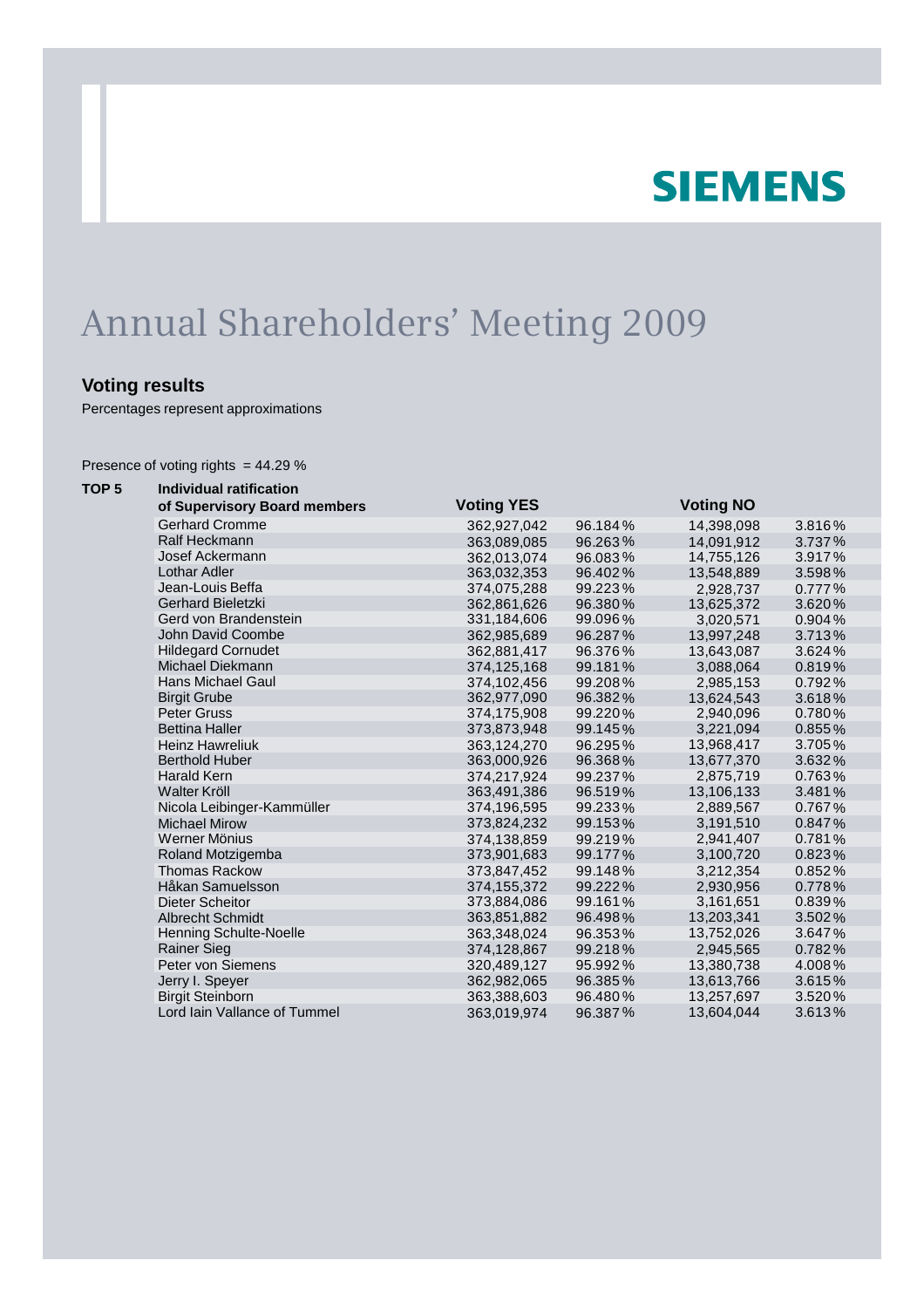SIEMENS

# Annual Shareholders' Meeting 2009

## Voting results

Percentages represent approximations

Presence of voting rights = 44.29 %

**TOP 5**

| Individual ratification of Supervisory Board members | Voting YES | | Voting NO | |
|---|---|---|---|---|
| Gerhard Cromme | 362,927,042 | 96.184% | 14,398,098 | 3.816% |
| Ralf Heckmann | 363,089,085 | 96.263% | 14,091,912 | 3.737% |
| Josef Ackermann | 362,013,074 | 96.083% | 14,755,126 | 3.917% |
| Lothar Adler | 363,032,353 | 96.402% | 13,548,889 | 3.598% |
| Jean-Louis Beffa | 374,075,288 | 99.223% | 2,928,737 | 0.777% |
| Gerhard Bieletzki | 362,861,626 | 96.380% | 13,625,372 | 3.620% |
| Gerd von Brandenstein | 331,184,606 | 99.096% | 3,020,571 | 0.904% |
| John David Coombe | 362,985,689 | 96.287% | 13,997,248 | 3.713% |
| Hildegard Cornudet | 362,881,417 | 96.376% | 13,643,087 | 3.624% |
| Michael Diekmann | 374,125,168 | 99.181% | 3,088,064 | 0.819% |
| Hans Michael Gaul | 374,102,456 | 99.208% | 2,985,153 | 0.792% |
| Birgit Grube | 362,977,090 | 96.382% | 13,624,543 | 3.618% |
| Peter Gruss | 374,175,908 | 99.220% | 2,940,096 | 0.780% |
| Bettina Haller | 373,873,948 | 99.145% | 3,221,094 | 0.855% |
| Heinz Hawreliuk | 363,124,270 | 96.295% | 13,968,417 | 3.705% |
| Berthold Huber | 363,000,926 | 96.368% | 13,677,370 | 3.632% |
| Harald Kern | 374,217,924 | 99.237% | 2,875,719 | 0.763% |
| Walter Kröll | 363,491,386 | 96.519% | 13,106,133 | 3.481% |
| Nicola Leibinger-Kammüller | 374,196,595 | 99.233% | 2,889,567 | 0.767% |
| Michael Mirow | 373,824,232 | 99.153% | 3,191,510 | 0.847% |
| Werner Mönius | 374,138,859 | 99.219% | 2,941,407 | 0.781% |
| Roland Motzigemba | 373,901,683 | 99.177% | 3,100,720 | 0.823% |
| Thomas Rackow | 373,847,452 | 99.148% | 3,212,354 | 0.852% |
| Håkan Samuelsson | 374,155,372 | 99.222% | 2,930,956 | 0.778% |
| Dieter Scheitor | 373,884,086 | 99.161% | 3,161,651 | 0.839% |
| Albrecht Schmidt | 363,851,882 | 96.498% | 13,203,341 | 3.502% |
| Henning Schulte-Noelle | 363,348,024 | 96.353% | 13,752,026 | 3.647% |
| Rainer Sieg | 374,128,867 | 99.218% | 2,945,565 | 0.782% |
| Peter von Siemens | 320,489,127 | 95.992% | 13,380,738 | 4.008% |
| Jerry I. Speyer | 362,982,065 | 96.385% | 13,613,766 | 3.615% |
| Birgit Steinborn | 363,388,603 | 96.480% | 13,257,697 | 3.520% |
| Lord Iain Vallance of Tummel | 363,019,974 | 96.387% | 13,604,044 | 3.613% |